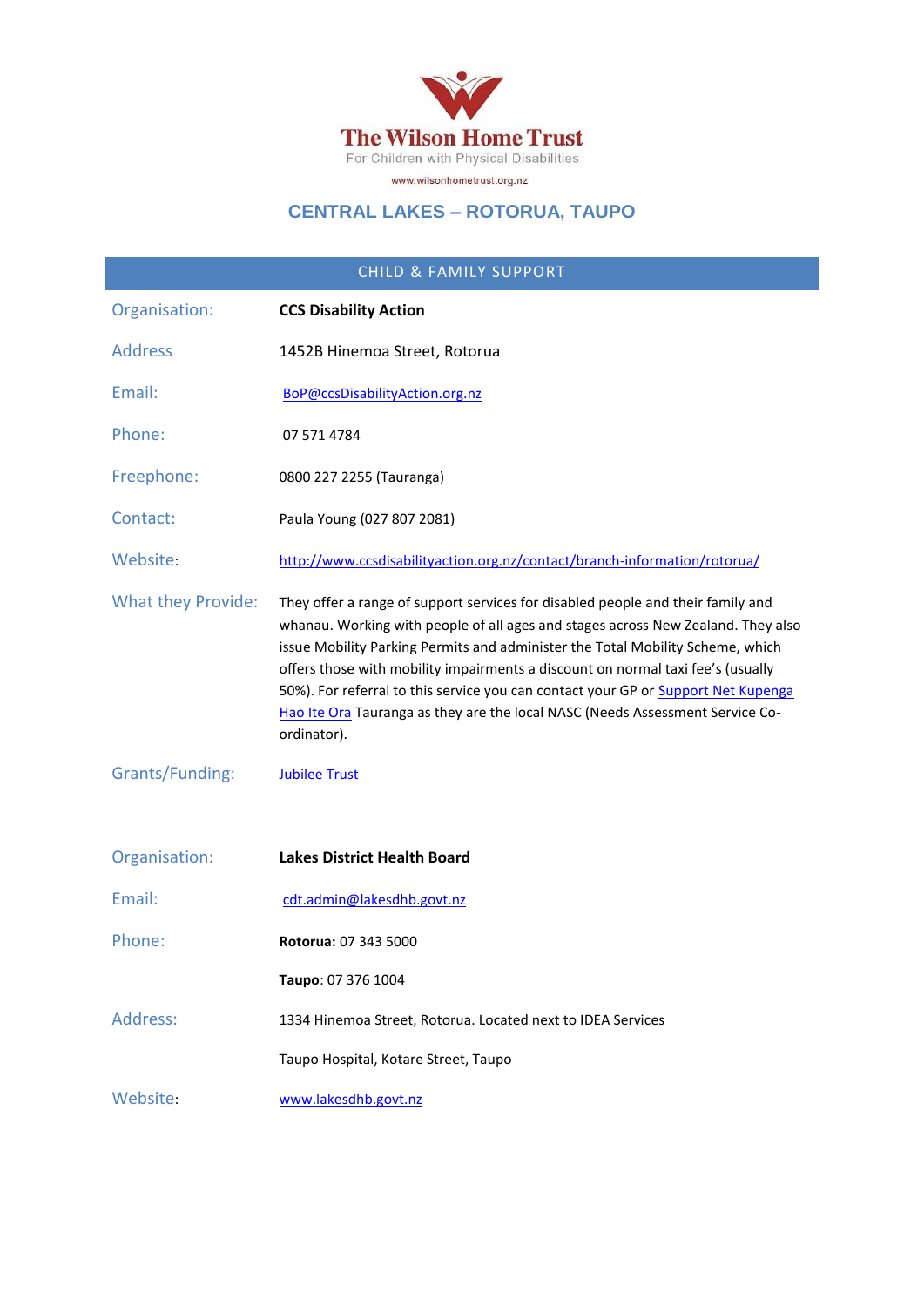**The Wilson Home Trust**

For Children with Physical Disabilities

www.wilsonhometrust.org.nz

# CENTRAL LAKES – ROTORUA, TAUPO

## CHILD & FAMILY SUPPORT

| | |
|---|---|
| Organisation: | **CCS Disability Action** |
| Address | 1452B Hinemoa Street, Rotorua |
| Email: | BoP@ccsDisabilityAction.org.nz |
| Phone: | 07 571 4784 |
| Freephone: | 0800 227 2255 (Tauranga) |
| Contact: | Paula Young (027 807 2081) |
| Website: | http://www.ccsdisabilityaction.org.nz/contact/branch-information/rotorua/ |
| What they Provide: | They offer a range of support services for disabled people and their family and whanau. Working with people of all ages and stages across New Zealand. They also issue Mobility Parking Permits and administer the Total Mobility Scheme, which offers those with mobility impairments a discount on normal taxi fee's (usually 50%). For referral to this service you can contact your GP or Support Net Kupenga Hao Ite Ora Tauranga as they are the local NASC (Needs Assessment Service Co-ordinator). |
| Grants/Funding: | Jubilee Trust |

| | |
|---|---|
| Organisation: | **Lakes District Health Board** |
| Email: | cdt.admin@lakesdhb.govt.nz |
| Phone: | **Rotorua:** 07 343 5000 |
| | **Taupo**: 07 376 1004 |
| Address: | 1334 Hinemoa Street, Rotorua. Located next to IDEA Services |
| | Taupo Hospital, Kotare Street, Taupo |
| Website: | www.lakesdhb.govt.nz |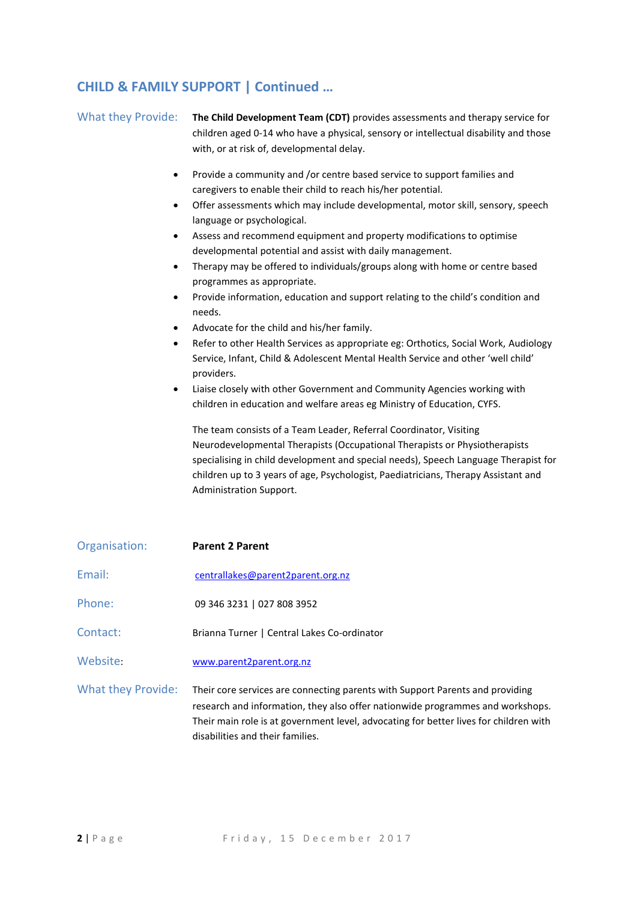## CHILD & FAMILY SUPPORT | Continued …

**What they Provide:** **The Child Development Team (CDT)** provides assessments and therapy service for children aged 0-14 who have a physical, sensory or intellectual disability and those with, or at risk of, developmental delay.

- Provide a community and /or centre based service to support families and caregivers to enable their child to reach his/her potential.
- Offer assessments which may include developmental, motor skill, sensory, speech language or psychological.
- Assess and recommend equipment and property modifications to optimise developmental potential and assist with daily management.
- Therapy may be offered to individuals/groups along with home or centre based programmes as appropriate.
- Provide information, education and support relating to the child's condition and needs.
- Advocate for the child and his/her family.
- Refer to other Health Services as appropriate eg: Orthotics, Social Work, Audiology Service, Infant, Child & Adolescent Mental Health Service and other 'well child' providers.
- Liaise closely with other Government and Community Agencies working with children in education and welfare areas eg Ministry of Education, CYFS.

The team consists of a Team Leader, Referral Coordinator, Visiting Neurodevelopmental Therapists (Occupational Therapists or Physiotherapists specialising in child development and special needs), Speech Language Therapist for children up to 3 years of age, Psychologist, Paediatricians, Therapy Assistant and Administration Support.

**Organisation:** **Parent 2 Parent**

**Email:** centrallakes@parent2parent.org.nz

**Phone:** 09 346 3231 | 027 808 3952

**Contact:** Brianna Turner | Central Lakes Co-ordinator

**Website:** www.parent2parent.org.nz

**What they Provide:** Their core services are connecting parents with Support Parents and providing research and information, they also offer nationwide programmes and workshops. Their main role is at government level, advocating for better lives for children with disabilities and their families.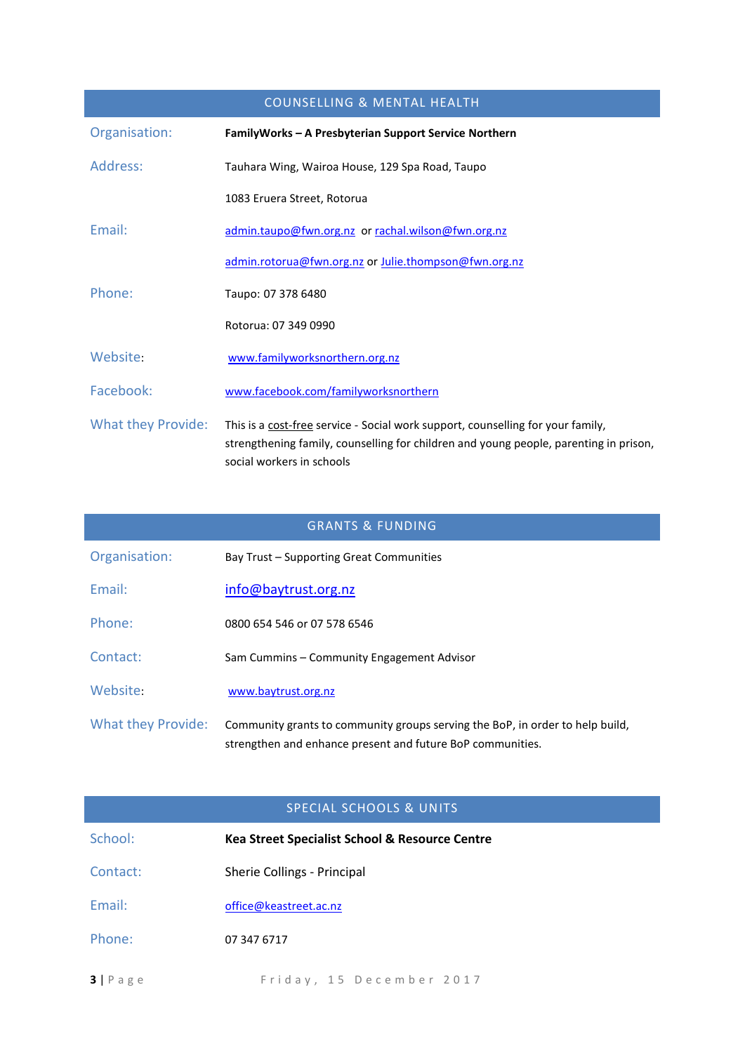## COUNSELLING & MENTAL HEALTH

| | |
|---|---|
| Organisation: | **FamilyWorks – A Presbyterian Support Service Northern** |
| Address: | Tauhara Wing, Wairoa House, 129 Spa Road, Taupo |
| | 1083 Eruera Street, Rotorua |
| Email: | admin.taupo@fwn.org.nz or rachal.wilson@fwn.org.nz |
| | admin.rotorua@fwn.org.nz or Julie.thompson@fwn.org.nz |
| Phone: | Taupo: 07 378 6480 |
| | Rotorua: 07 349 0990 |
| Website: | www.familyworksnorthern.org.nz |
| Facebook: | www.facebook.com/familyworksnorthern |
| What they Provide: | This is a cost-free service - Social work support, counselling for your family, strengthening family, counselling for children and young people, parenting in prison, social workers in schools |

## GRANTS & FUNDING

| | |
|---|---|
| Organisation: | Bay Trust – Supporting Great Communities |
| Email: | info@baytrust.org.nz |
| Phone: | 0800 654 546 or 07 578 6546 |
| Contact: | Sam Cummins – Community Engagement Advisor |
| Website: | www.baytrust.org.nz |
| What they Provide: | Community grants to community groups serving the BoP, in order to help build, strengthen and enhance present and future BoP communities. |

## SPECIAL SCHOOLS & UNITS

| | |
|---|---|
| School: | **Kea Street Specialist School & Resource Centre** |
| Contact: | Sherie Collings - Principal |
| Email: | office@keastreet.ac.nz |
| Phone: | 07 347 6717 |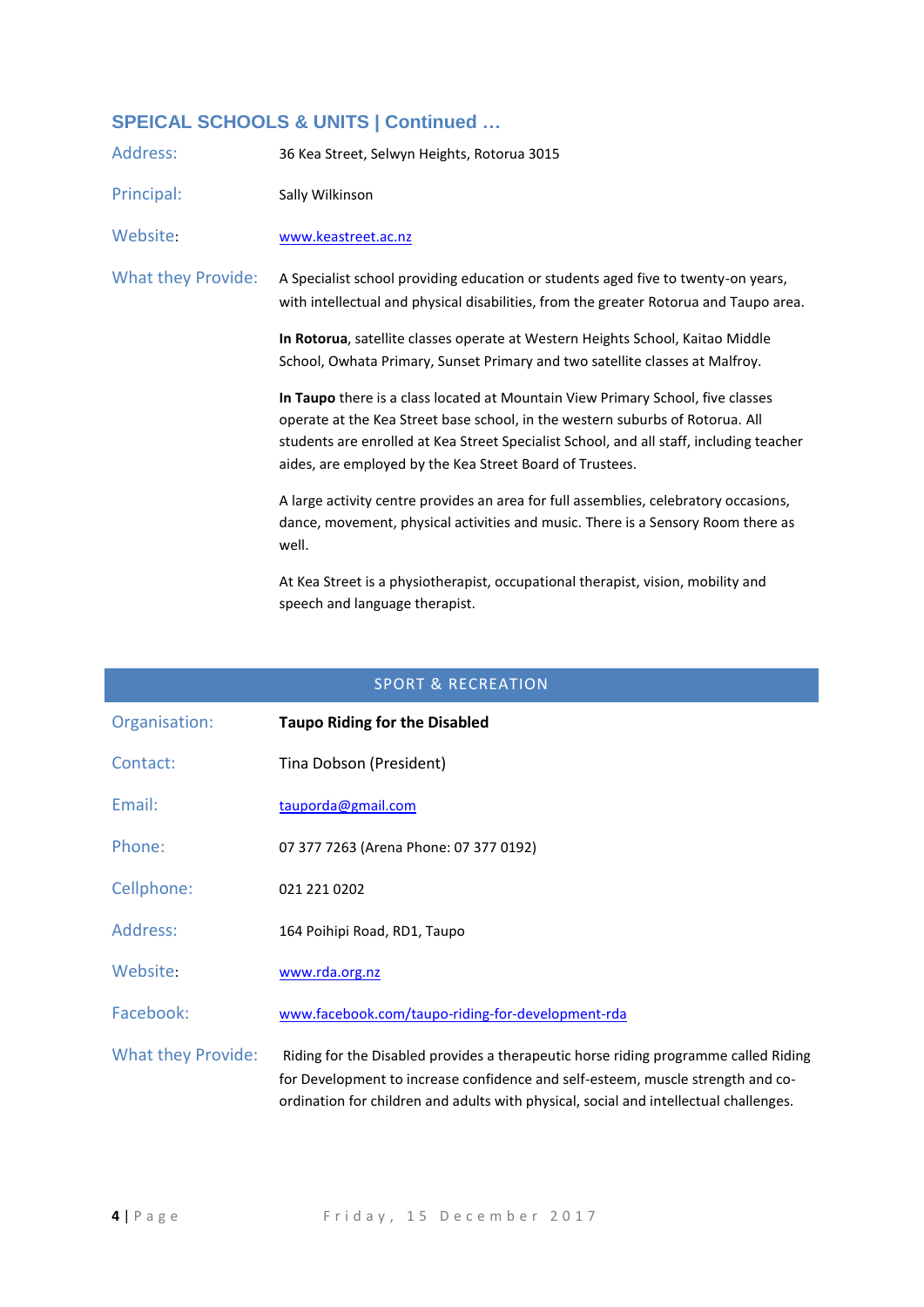## SPEICAL SCHOOLS & UNITS | Continued …

| | |
|---|---|
| Address: | 36 Kea Street, Selwyn Heights, Rotorua 3015 |
| Principal: | Sally Wilkinson |
| Website: | www.keastreet.ac.nz |
| What they Provide: | A Specialist school providing education or students aged five to twenty-on years, with intellectual and physical disabilities, from the greater Rotorua and Taupo area. |

**In Rotorua**, satellite classes operate at Western Heights School, Kaitao Middle School, Owhata Primary, Sunset Primary and two satellite classes at Malfroy.

**In Taupo** there is a class located at Mountain View Primary School, five classes operate at the Kea Street base school, in the western suburbs of Rotorua. All students are enrolled at Kea Street Specialist School, and all staff, including teacher aides, are employed by the Kea Street Board of Trustees.

A large activity centre provides an area for full assemblies, celebratory occasions, dance, movement, physical activities and music. There is a Sensory Room there as well.

At Kea Street is a physiotherapist, occupational therapist, vision, mobility and speech and language therapist.

## SPORT & RECREATION

| | |
|---|---|
| Organisation: | **Taupo Riding for the Disabled** |
| Contact: | Tina Dobson (President) |
| Email: | tauporda@gmail.com |
| Phone: | 07 377 7263 (Arena Phone: 07 377 0192) |
| Cellphone: | 021 221 0202 |
| Address: | 164 Poihipi Road, RD1, Taupo |
| Website: | www.rda.org.nz |
| Facebook: | www.facebook.com/taupo-riding-for-development-rda |
| What they Provide: | Riding for the Disabled provides a therapeutic horse riding programme called Riding for Development to increase confidence and self-esteem, muscle strength and co-ordination for children and adults with physical, social and intellectual challenges. |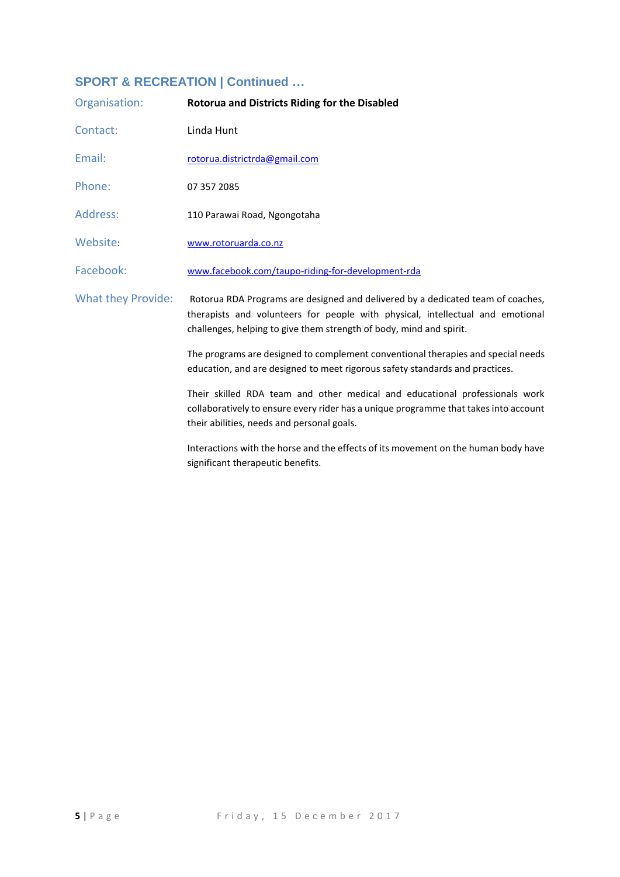## SPORT & RECREATION | Continued …

Organisation: **Rotorua and Districts Riding for the Disabled**

Contact: Linda Hunt

Email: rotorua.districtrda@gmail.com

Phone: 07 357 2085

Address: 110 Parawai Road, Ngongotaha

Website: www.rotoruarda.co.nz

Facebook: www.facebook.com/taupo-riding-for-development-rda

What they Provide: Rotorua RDA Programs are designed and delivered by a dedicated team of coaches, therapists and volunteers for people with physical, intellectual and emotional challenges, helping to give them strength of body, mind and spirit.

The programs are designed to complement conventional therapies and special needs education, and are designed to meet rigorous safety standards and practices.

Their skilled RDA team and other medical and educational professionals work collaboratively to ensure every rider has a unique programme that takes into account their abilities, needs and personal goals.

Interactions with the horse and the effects of its movement on the human body have significant therapeutic benefits.